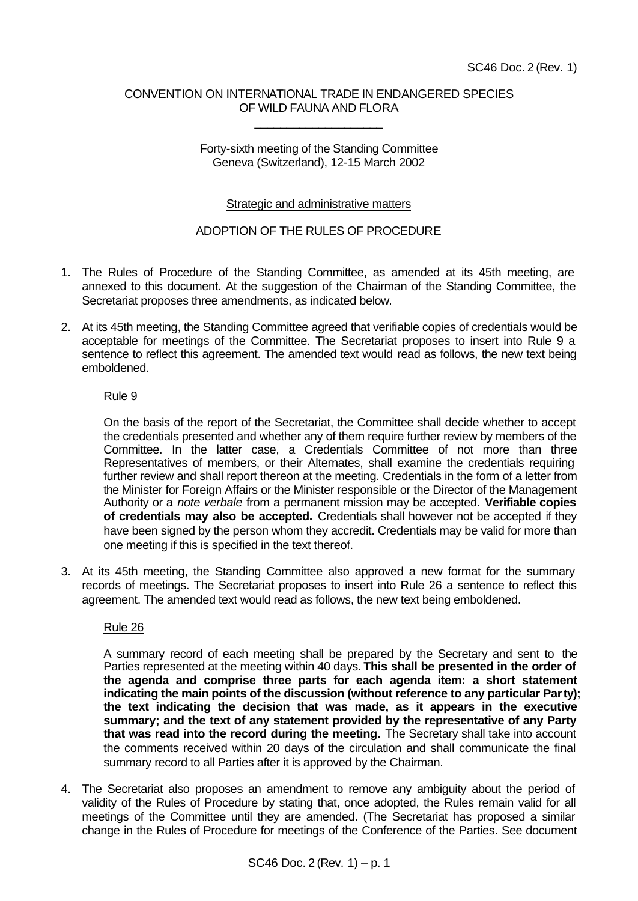SC46 Doc. 2 (Rev. 1)

CONVENTION ON INTERNATIONAL TRADE IN ENDANGERED SPECIES OF WILD FAUNA AND FLORA

\_\_\_\_\_\_\_\_\_\_\_\_\_\_\_\_\_\_\_\_

Forty-sixth meeting of the Standing Committee
Geneva (Switzerland), 12-15 March 2002

Strategic and administrative matters

ADOPTION OF THE RULES OF PROCEDURE

1. The Rules of Procedure of the Standing Committee, as amended at its 45th meeting, are annexed to this document. At the suggestion of the Chairman of the Standing Committee, the Secretariat proposes three amendments, as indicated below.

2. At its 45th meeting, the Standing Committee agreed that verifiable copies of credentials would be acceptable for meetings of the Committee. The Secretariat proposes to insert into Rule 9 a sentence to reflect this agreement. The amended text would read as follows, the new text being emboldened.

   Rule 9

   On the basis of the report of the Secretariat, the Committee shall decide whether to accept the credentials presented and whether any of them require further review by members of the Committee. In the latter case, a Credentials Committee of not more than three Representatives of members, or their Alternates, shall examine the credentials requiring further review and shall report thereon at the meeting. Credentials in the form of a letter from the Minister for Foreign Affairs or the Minister responsible or the Director of the Management Authority or a *note verbale* from a permanent mission may be accepted. **Verifiable copies of credentials may also be accepted.** Credentials shall however not be accepted if they have been signed by the person whom they accredit. Credentials may be valid for more than one meeting if this is specified in the text thereof.

3. At its 45th meeting, the Standing Committee also approved a new format for the summary records of meetings. The Secretariat proposes to insert into Rule 26 a sentence to reflect this agreement. The amended text would read as follows, the new text being emboldened.

   Rule 26

   A summary record of each meeting shall be prepared by the Secretary and sent to the Parties represented at the meeting within 40 days. **This shall be presented in the order of the agenda and comprise three parts for each agenda item: a short statement indicating the main points of the discussion (without reference to any particular Party); the text indicating the decision that was made, as it appears in the executive summary; and the text of any statement provided by the representative of any Party that was read into the record during the meeting.** The Secretary shall take into account the comments received within 20 days of the circulation and shall communicate the final summary record to all Parties after it is approved by the Chairman.

4. The Secretariat also proposes an amendment to remove any ambiguity about the period of validity of the Rules of Procedure by stating that, once adopted, the Rules remain valid for all meetings of the Committee until they are amended. (The Secretariat has proposed a similar change in the Rules of Procedure for meetings of the Conference of the Parties. See document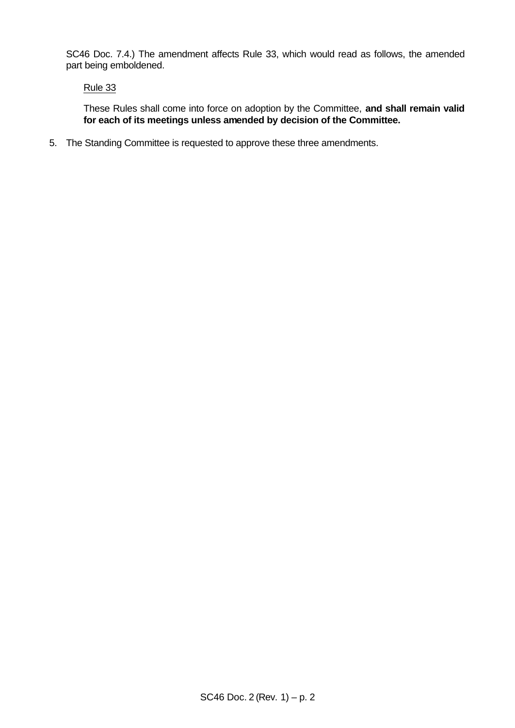SC46 Doc. 7.4.) The amendment affects Rule 33, which would read as follows, the amended part being emboldened.

<u>Rule 33</u>

These Rules shall come into force on adoption by the Committee, **and shall remain valid for each of its meetings unless amended by decision of the Committee.**

5. The Standing Committee is requested to approve these three amendments.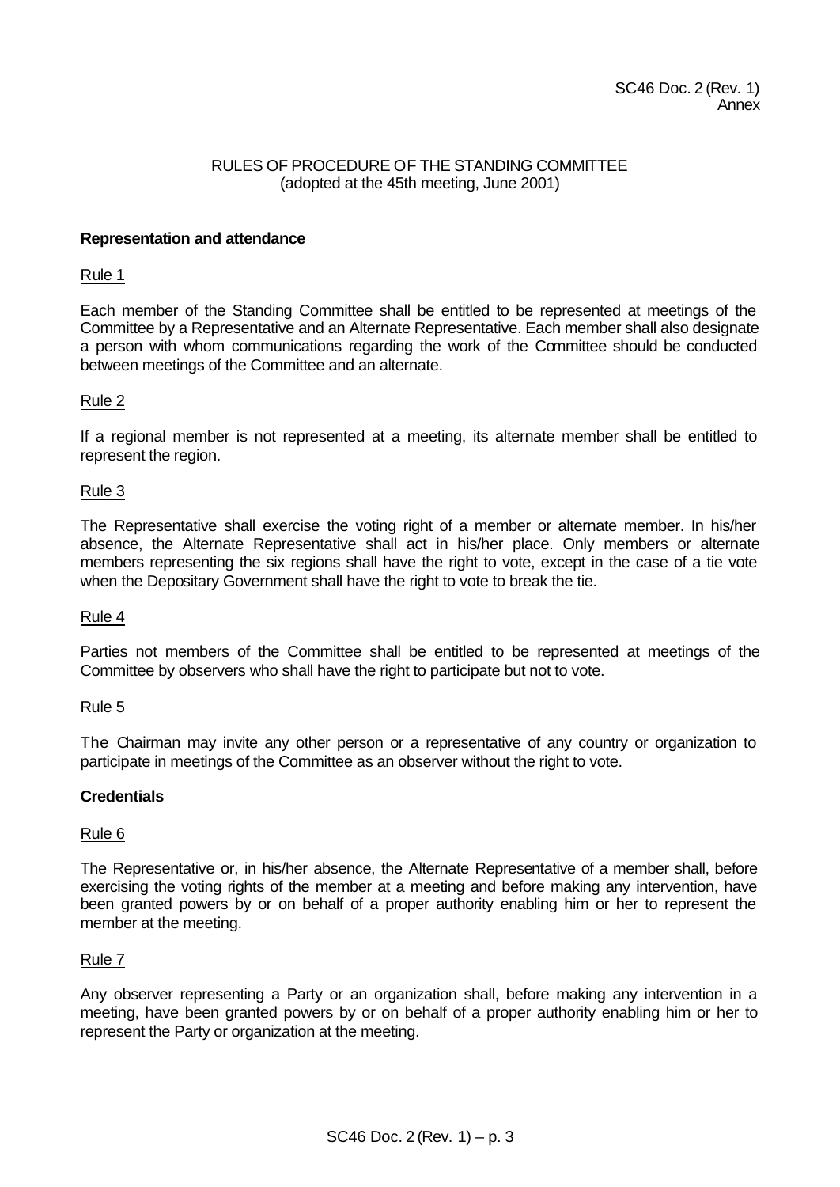SC46 Doc. 2 (Rev. 1)
Annex

RULES OF PROCEDURE OF THE STANDING COMMITTEE
(adopted at the 45th meeting, June 2001)

**Representation and attendance**

Rule 1

Each member of the Standing Committee shall be entitled to be represented at meetings of the Committee by a Representative and an Alternate Representative. Each member shall also designate a person with whom communications regarding the work of the Committee should be conducted between meetings of the Committee and an alternate.

Rule 2

If a regional member is not represented at a meeting, its alternate member shall be entitled to represent the region.

Rule 3

The Representative shall exercise the voting right of a member or alternate member. In his/her absence, the Alternate Representative shall act in his/her place. Only members or alternate members representing the six regions shall have the right to vote, except in the case of a tie vote when the Depositary Government shall have the right to vote to break the tie.

Rule 4

Parties not members of the Committee shall be entitled to be represented at meetings of the Committee by observers who shall have the right to participate but not to vote.

Rule 5

The Chairman may invite any other person or a representative of any country or organization to participate in meetings of the Committee as an observer without the right to vote.

**Credentials**

Rule 6

The Representative or, in his/her absence, the Alternate Representative of a member shall, before exercising the voting rights of the member at a meeting and before making any intervention, have been granted powers by or on behalf of a proper authority enabling him or her to represent the member at the meeting.

Rule 7

Any observer representing a Party or an organization shall, before making any intervention in a meeting, have been granted powers by or on behalf of a proper authority enabling him or her to represent the Party or organization at the meeting.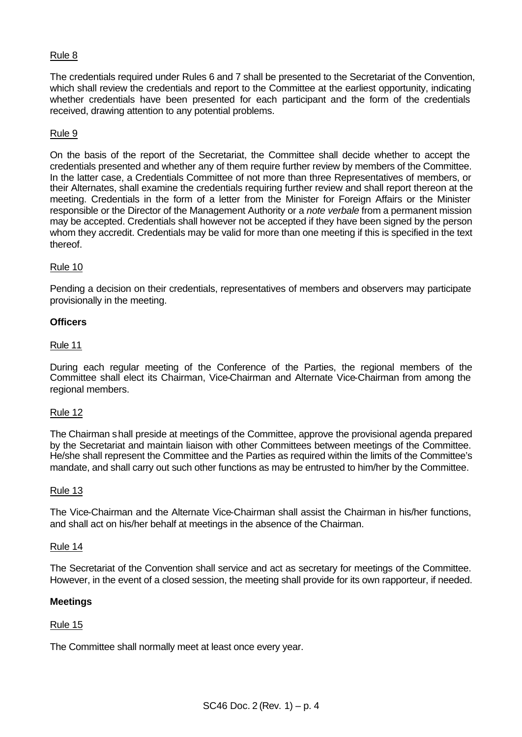Rule 8

The credentials required under Rules 6 and 7 shall be presented to the Secretariat of the Convention, which shall review the credentials and report to the Committee at the earliest opportunity, indicating whether credentials have been presented for each participant and the form of the credentials received, drawing attention to any potential problems.

Rule 9

On the basis of the report of the Secretariat, the Committee shall decide whether to accept the credentials presented and whether any of them require further review by members of the Committee. In the latter case, a Credentials Committee of not more than three Representatives of members, or their Alternates, shall examine the credentials requiring further review and shall report thereon at the meeting. Credentials in the form of a letter from the Minister for Foreign Affairs or the Minister responsible or the Director of the Management Authority or a *note verbale* from a permanent mission may be accepted. Credentials shall however not be accepted if they have been signed by the person whom they accredit. Credentials may be valid for more than one meeting if this is specified in the text thereof.

Rule 10

Pending a decision on their credentials, representatives of members and observers may participate provisionally in the meeting.

**Officers**

Rule 11

During each regular meeting of the Conference of the Parties, the regional members of the Committee shall elect its Chairman, Vice-Chairman and Alternate Vice-Chairman from among the regional members.

Rule 12

The Chairman shall preside at meetings of the Committee, approve the provisional agenda prepared by the Secretariat and maintain liaison with other Committees between meetings of the Committee. He/she shall represent the Committee and the Parties as required within the limits of the Committee's mandate, and shall carry out such other functions as may be entrusted to him/her by the Committee.

Rule 13

The Vice-Chairman and the Alternate Vice-Chairman shall assist the Chairman in his/her functions, and shall act on his/her behalf at meetings in the absence of the Chairman.

Rule 14

The Secretariat of the Convention shall service and act as secretary for meetings of the Committee. However, in the event of a closed session, the meeting shall provide for its own rapporteur, if needed.

**Meetings**

Rule 15

The Committee shall normally meet at least once every year.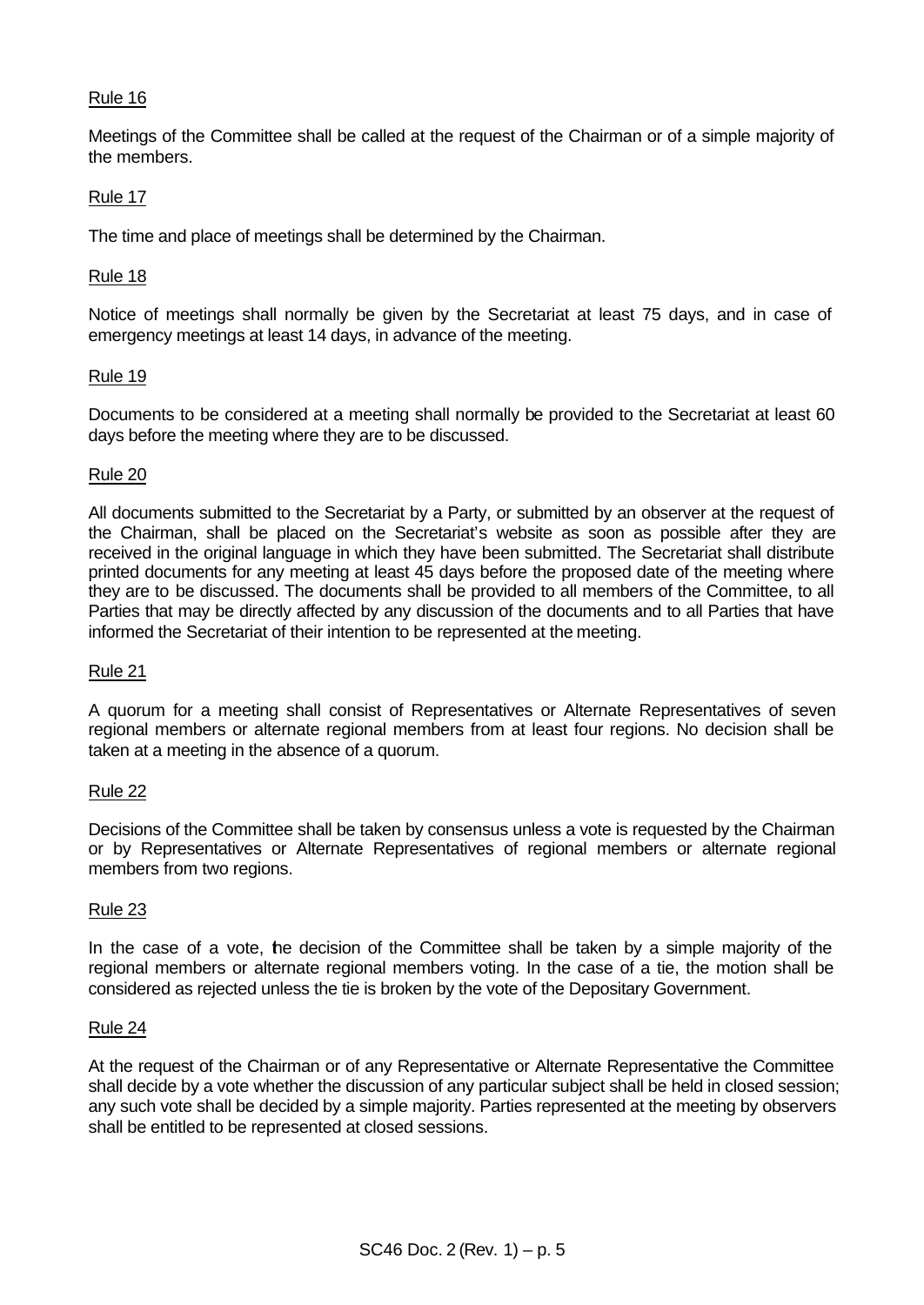Rule 16

Meetings of the Committee shall be called at the request of the Chairman or of a simple majority of the members.

Rule 17

The time and place of meetings shall be determined by the Chairman.

Rule 18

Notice of meetings shall normally be given by the Secretariat at least 75 days, and in case of emergency meetings at least 14 days, in advance of the meeting.

Rule 19

Documents to be considered at a meeting shall normally be provided to the Secretariat at least 60 days before the meeting where they are to be discussed.

Rule 20

All documents submitted to the Secretariat by a Party, or submitted by an observer at the request of the Chairman, shall be placed on the Secretariat's website as soon as possible after they are received in the original language in which they have been submitted. The Secretariat shall distribute printed documents for any meeting at least 45 days before the proposed date of the meeting where they are to be discussed. The documents shall be provided to all members of the Committee, to all Parties that may be directly affected by any discussion of the documents and to all Parties that have informed the Secretariat of their intention to be represented at the meeting.

Rule 21

A quorum for a meeting shall consist of Representatives or Alternate Representatives of seven regional members or alternate regional members from at least four regions. No decision shall be taken at a meeting in the absence of a quorum.

Rule 22

Decisions of the Committee shall be taken by consensus unless a vote is requested by the Chairman or by Representatives or Alternate Representatives of regional members or alternate regional members from two regions.

Rule 23

In the case of a vote, the decision of the Committee shall be taken by a simple majority of the regional members or alternate regional members voting. In the case of a tie, the motion shall be considered as rejected unless the tie is broken by the vote of the Depositary Government.

Rule 24

At the request of the Chairman or of any Representative or Alternate Representative the Committee shall decide by a vote whether the discussion of any particular subject shall be held in closed session; any such vote shall be decided by a simple majority. Parties represented at the meeting by observers shall be entitled to be represented at closed sessions.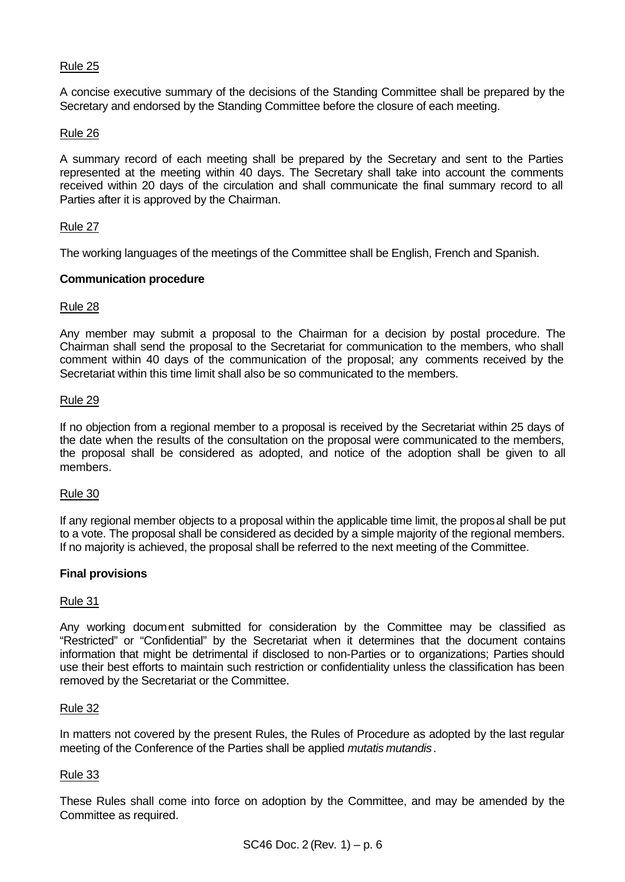Rule 25

A concise executive summary of the decisions of the Standing Committee shall be prepared by the Secretary and endorsed by the Standing Committee before the closure of each meeting.

Rule 26

A summary record of each meeting shall be prepared by the Secretary and sent to the Parties represented at the meeting within 40 days. The Secretary shall take into account the comments received within 20 days of the circulation and shall communicate the final summary record to all Parties after it is approved by the Chairman.

Rule 27

The working languages of the meetings of the Committee shall be English, French and Spanish.

**Communication procedure**

Rule 28

Any member may submit a proposal to the Chairman for a decision by postal procedure. The Chairman shall send the proposal to the Secretariat for communication to the members, who shall comment within 40 days of the communication of the proposal; any comments received by the Secretariat within this time limit shall also be so communicated to the members.

Rule 29

If no objection from a regional member to a proposal is received by the Secretariat within 25 days of the date when the results of the consultation on the proposal were communicated to the members, the proposal shall be considered as adopted, and notice of the adoption shall be given to all members.

Rule 30

If any regional member objects to a proposal within the applicable time limit, the proposal shall be put to a vote. The proposal shall be considered as decided by a simple majority of the regional members. If no majority is achieved, the proposal shall be referred to the next meeting of the Committee.

**Final provisions**

Rule 31

Any working document submitted for consideration by the Committee may be classified as "Restricted" or "Confidential" by the Secretariat when it determines that the document contains information that might be detrimental if disclosed to non-Parties or to organizations; Parties should use their best efforts to maintain such restriction or confidentiality unless the classification has been removed by the Secretariat or the Committee.

Rule 32

In matters not covered by the present Rules, the Rules of Procedure as adopted by the last regular meeting of the Conference of the Parties shall be applied *mutatis mutandis*.

Rule 33

These Rules shall come into force on adoption by the Committee, and may be amended by the Committee as required.